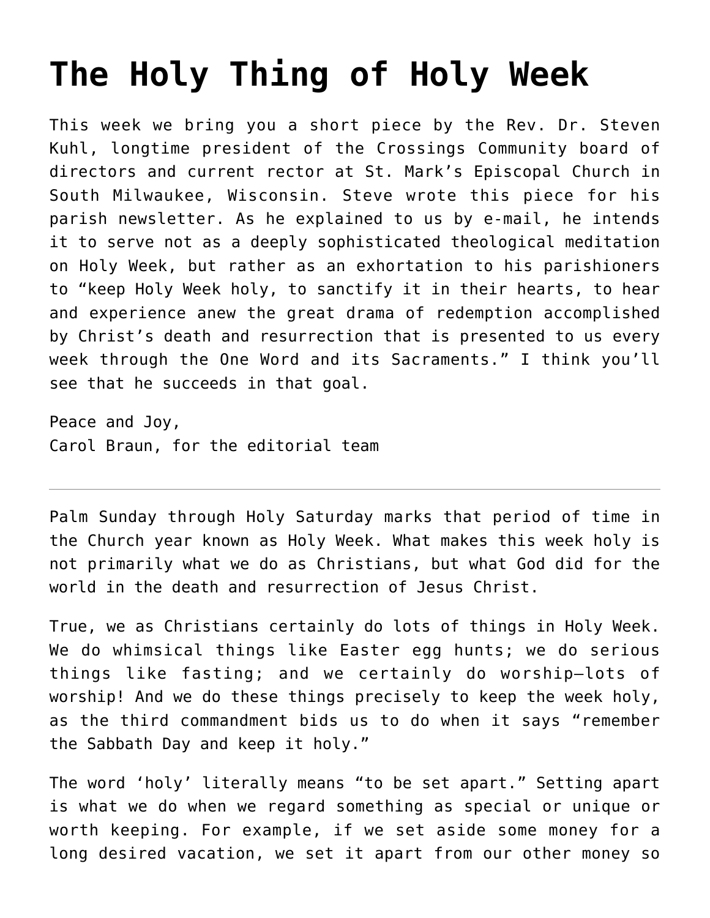# The Holy Thing of Holy Week

This week we bring you a short piece by the Rev. Dr. Steven Kuhl, longtime president of the Crossings Community board of directors and current rector at St. Mark's Episcopal Church in South Milwaukee, Wisconsin. Steve wrote this piece for his parish newsletter. As he explained to us by e-mail, he intends it to serve not as a deeply sophisticated theological meditation on Holy Week, but rather as an exhortation to his parishioners to "keep Holy Week holy, to sanctify it in their hearts, to hear and experience anew the great drama of redemption accomplished by Christ's death and resurrection that is presented to us every week through the One Word and its Sacraments." I think you'll see that he succeeds in that goal.

Peace and Joy,
Carol Braun, for the editorial team

---

Palm Sunday through Holy Saturday marks that period of time in the Church year known as Holy Week. What makes this week holy is not primarily what we do as Christians, but what God did for the world in the death and resurrection of Jesus Christ.

True, we as Christians certainly do lots of things in Holy Week. We do whimsical things like Easter egg hunts; we do serious things like fasting; and we certainly do worship—lots of worship! And we do these things precisely to keep the week holy, as the third commandment bids us to do when it says "remember the Sabbath Day and keep it holy."

The word 'holy' literally means "to be set apart." Setting apart is what we do when we regard something as special or unique or worth keeping. For example, if we set aside some money for a long desired vacation, we set it apart from our other money so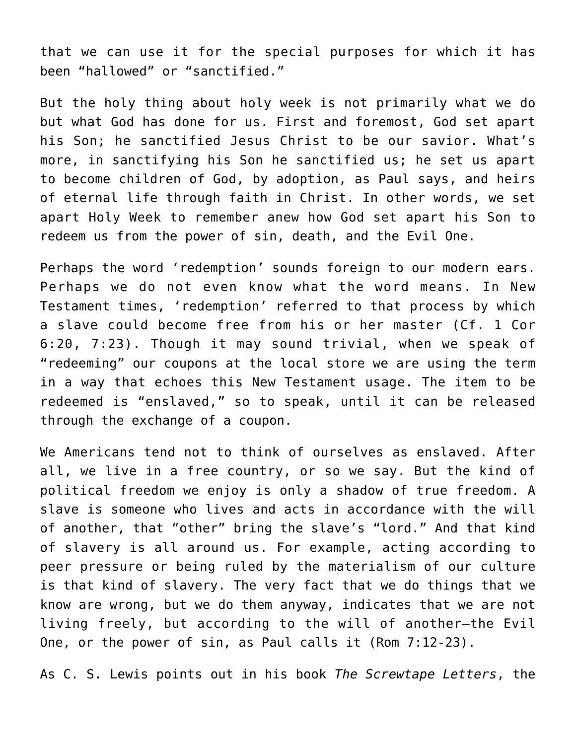that we can use it for the special purposes for which it has been "hallowed" or "sanctified."

But the holy thing about holy week is not primarily what we do but what God has done for us. First and foremost, God set apart his Son; he sanctified Jesus Christ to be our savior. What's more, in sanctifying his Son he sanctified us; he set us apart to become children of God, by adoption, as Paul says, and heirs of eternal life through faith in Christ. In other words, we set apart Holy Week to remember anew how God set apart his Son to redeem us from the power of sin, death, and the Evil One.

Perhaps the word 'redemption' sounds foreign to our modern ears. Perhaps we do not even know what the word means. In New Testament times, 'redemption' referred to that process by which a slave could become free from his or her master (Cf. 1 Cor 6:20, 7:23). Though it may sound trivial, when we speak of "redeeming" our coupons at the local store we are using the term in a way that echoes this New Testament usage. The item to be redeemed is "enslaved," so to speak, until it can be released through the exchange of a coupon.

We Americans tend not to think of ourselves as enslaved. After all, we live in a free country, or so we say. But the kind of political freedom we enjoy is only a shadow of true freedom. A slave is someone who lives and acts in accordance with the will of another, that "other" bring the slave's "lord." And that kind of slavery is all around us. For example, acting according to peer pressure or being ruled by the materialism of our culture is that kind of slavery. The very fact that we do things that we know are wrong, but we do them anyway, indicates that we are not living freely, but according to the will of another—the Evil One, or the power of sin, as Paul calls it (Rom 7:12-23).

As C. S. Lewis points out in his book *The Screwtape Letters*, the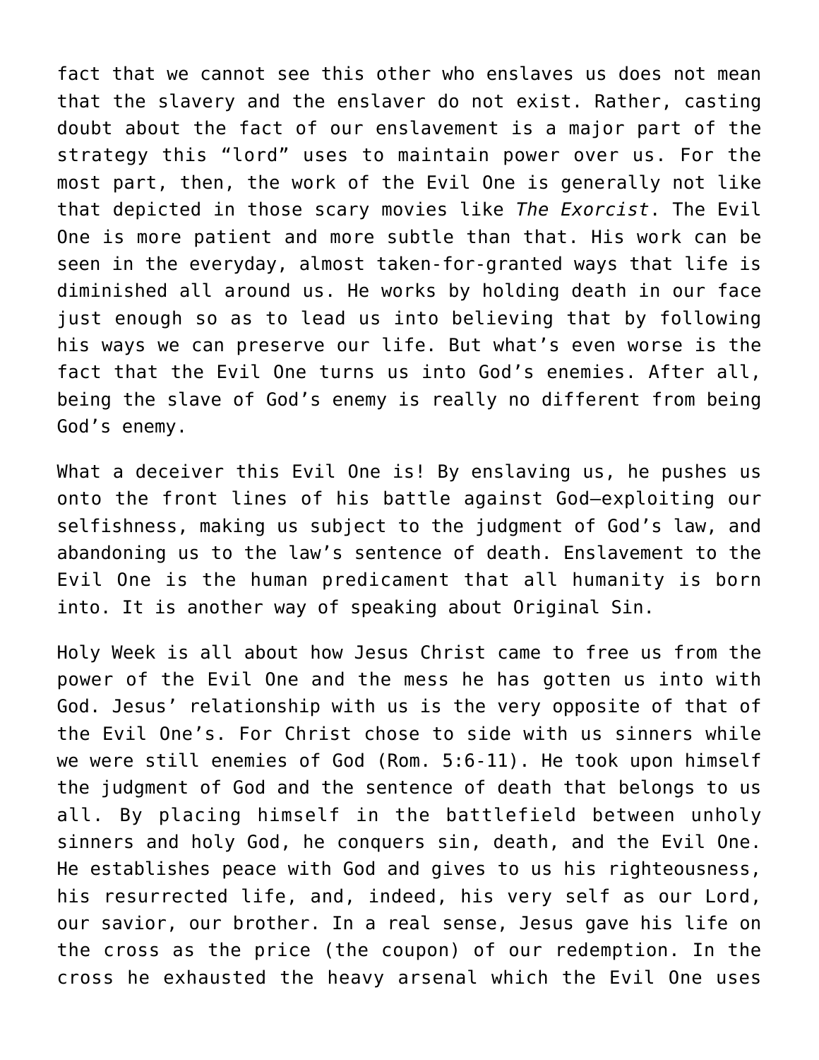fact that we cannot see this other who enslaves us does not mean that the slavery and the enslaver do not exist. Rather, casting doubt about the fact of our enslavement is a major part of the strategy this "lord" uses to maintain power over us. For the most part, then, the work of the Evil One is generally not like that depicted in those scary movies like *The Exorcist*. The Evil One is more patient and more subtle than that. His work can be seen in the everyday, almost taken-for-granted ways that life is diminished all around us. He works by holding death in our face just enough so as to lead us into believing that by following his ways we can preserve our life. But what's even worse is the fact that the Evil One turns us into God's enemies. After all, being the slave of God's enemy is really no different from being God's enemy.

What a deceiver this Evil One is! By enslaving us, he pushes us onto the front lines of his battle against God—exploiting our selfishness, making us subject to the judgment of God's law, and abandoning us to the law's sentence of death. Enslavement to the Evil One is the human predicament that all humanity is born into. It is another way of speaking about Original Sin.

Holy Week is all about how Jesus Christ came to free us from the power of the Evil One and the mess he has gotten us into with God. Jesus' relationship with us is the very opposite of that of the Evil One's. For Christ chose to side with us sinners while we were still enemies of God (Rom. 5:6-11). He took upon himself the judgment of God and the sentence of death that belongs to us all. By placing himself in the battlefield between unholy sinners and holy God, he conquers sin, death, and the Evil One. He establishes peace with God and gives to us his righteousness, his resurrected life, and, indeed, his very self as our Lord, our savior, our brother. In a real sense, Jesus gave his life on the cross as the price (the coupon) of our redemption. In the cross he exhausted the heavy arsenal which the Evil One uses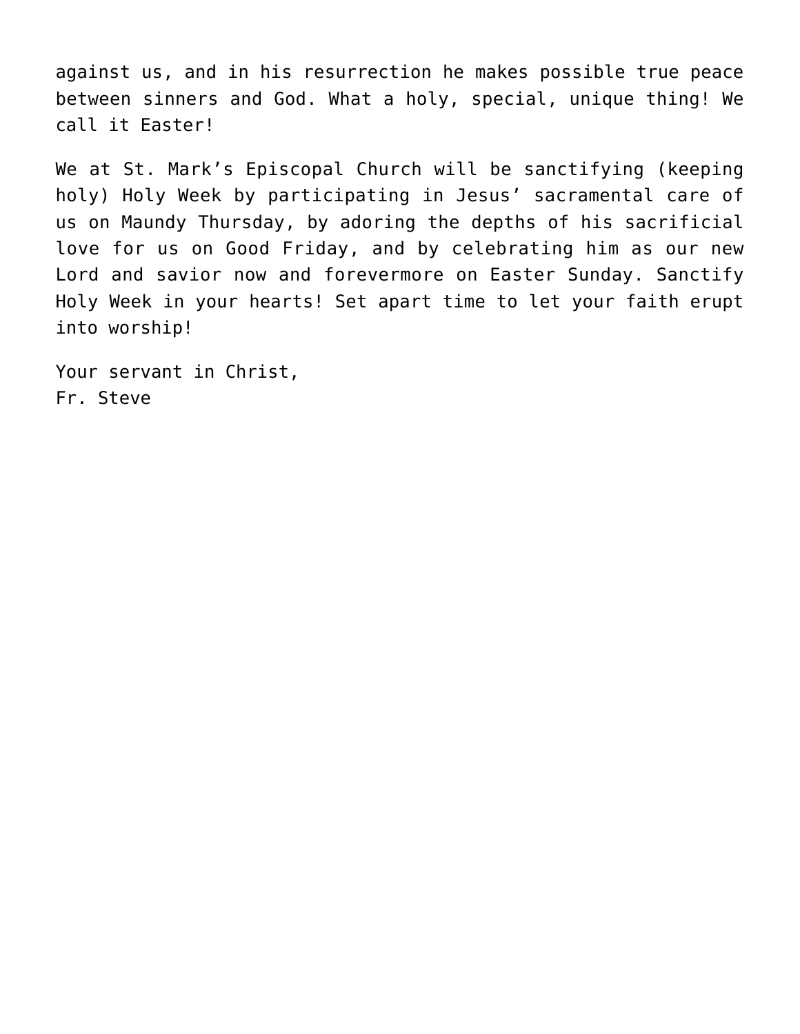against us, and in his resurrection he makes possible true peace between sinners and God. What a holy, special, unique thing! We call it Easter!

We at St. Mark's Episcopal Church will be sanctifying (keeping holy) Holy Week by participating in Jesus' sacramental care of us on Maundy Thursday, by adoring the depths of his sacrificial love for us on Good Friday, and by celebrating him as our new Lord and savior now and forevermore on Easter Sunday. Sanctify Holy Week in your hearts! Set apart time to let your faith erupt into worship!

Your servant in Christ,  
Fr. Steve